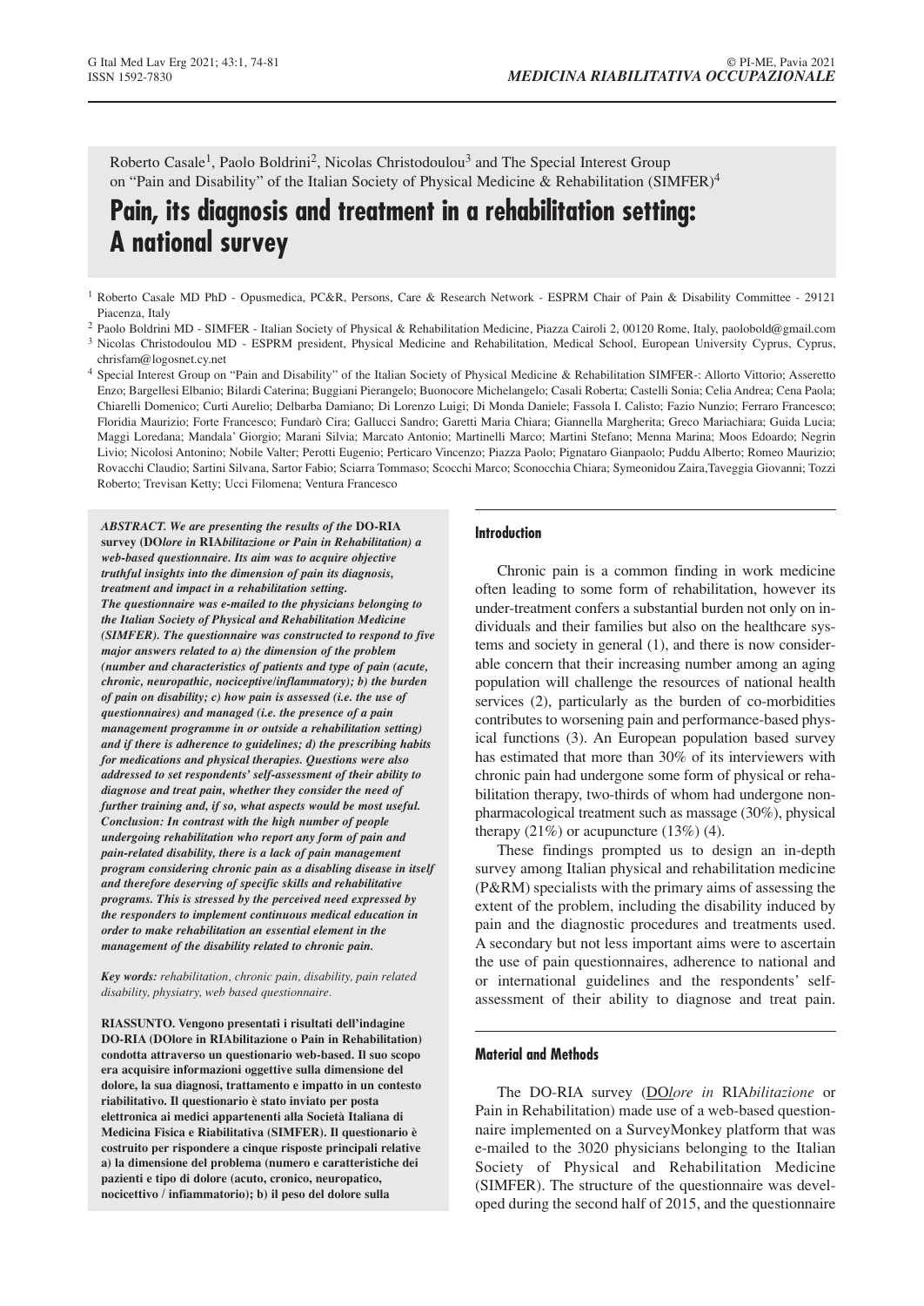Roberto Casale[1], Paolo Boldrini[2], Nicolas Christodoulou[3] and The Special Interest Group on "Pain and Disability" of the Italian Society of Physical Medicine & Rehabilitation (SIMFER)[4]

# Pain, its diagnosis and treatment in a rehabilitation setting: A national survey

[1] Roberto Casale MD PhD - Opusmedica, PC&R, Persons, Care & Research Network - ESPRM Chair of Pain & Disability Committee - 29121 Piacenza, Italy

[2] Paolo Boldrini MD - SIMFER - Italian Society of Physical & Rehabilitation Medicine, Piazza Cairoli 2, 00120 Rome, Italy, paolobold@gmail.com

[3] Nicolas Christodoulou MD - ESPRM president, Physical Medicine and Rehabilitation, Medical School, European University Cyprus, Cyprus, chrisfam@logosnet.cy.net

[4] Special Interest Group on "Pain and Disability" of the Italian Society of Physical Medicine & Rehabilitation SIMFER-: Allorto Vittorio; Asseretto Enzo; Bargellesi Elbanio; Bilardi Caterina; Buggiani Pierangelo; Buonocore Michelangelo; Casali Roberta; Castelli Sonia; Celia Andrea; Cena Paola; Chiarelli Domenico; Curti Aurelio; Delbarba Damiano; Di Lorenzo Luigi; Di Monda Daniele; Fassola I. Calisto; Fazio Nunzio; Ferraro Francesco; Floridia Maurizio; Forte Francesco; Fundarò Cira; Gallucci Sandro; Garetti Maria Chiara; Giannella Margherita; Greco Mariachiara; Guida Lucia; Maggi Loredana; Mandala' Giorgio; Marani Silvia; Marcato Antonio; Martinelli Marco; Martini Stefano; Menna Marina; Moos Edoardo; Negrin Livio; Nicolosi Antonino; Nobile Valter; Perotti Eugenio; Perticaro Vincenzo; Piazza Paolo; Pignataro Gianpaolo; Puddu Alberto; Romeo Maurizio; Rovacchi Claudio; Sartini Silvana, Sartor Fabio; Sciarra Tommaso; Scocchi Marco; Sconocchia Chiara; Symeonidou Zaira,Taveggia Giovanni; Tozzi Roberto; Trevisan Ketty; Ucci Filomena; Ventura Francesco

***ABSTRACT. We are presenting the results of the* DO-RIA survey (DO*lore in* RIA*bilitazione or Pain in Rehabilitation) a web-based questionnaire. Its aim was to acquire objective truthful insights into the dimension of pain its diagnosis, treatment and impact in a rehabilitation setting.***

***The questionnaire was e-mailed to the physicians belonging to the Italian Society of Physical and Rehabilitation Medicine (SIMFER). The questionnaire was constructed to respond to five major answers related to a) the dimension of the problem (number and characteristics of patients and type of pain (acute, chronic, neuropathic, nociceptive/inflammatory); b) the burden of pain on disability; c) how pain is assessed (i.e. the use of questionnaires) and managed (i.e. the presence of a pain management programme in or outside a rehabilitation setting) and if there is adherence to guidelines; d) the prescribing habits for medications and physical therapies. Questions were also addressed to set respondents' self-assessment of their ability to diagnose and treat pain, whether they consider the need of further training and, if so, what aspects would be most useful. Conclusion: In contrast with the high number of people undergoing rehabilitation who report any form of pain and pain-related disability, there is a lack of pain management program considering chronic pain as a disabling disease in itself and therefore deserving of specific skills and rehabilitative programs. This is stressed by the perceived need expressed by the responders to implement continuous medical education in order to make rehabilitation an essential element in the management of the disability related to chronic pain.***

***Key words:*** *rehabilitation, chronic pain, disability, pain related disability, physiatry, web based questionnaire.*

**RIASSUNTO. Vengono presentati i risultati dell'indagine DO-RIA (DOlore in RIAbilitazione o Pain in Rehabilitation) condotta attraverso un questionario web-based. Il suo scopo era acquisire informazioni oggettive sulla dimensione del dolore, la sua diagnosi, trattamento e impatto in un contesto riabilitativo. Il questionario è stato inviato per posta elettronica ai medici appartenenti alla Società Italiana di Medicina Fisica e Riabilitativa (SIMFER). Il questionario è costruito per rispondere a cinque risposte principali relative a) la dimensione del problema (numero e caratteristiche dei pazienti e tipo di dolore (acuto, cronico, neuropatico, nocicettivo / infiammatorio); b) il peso del dolore sulla**

## Introduction

Chronic pain is a common finding in work medicine often leading to some form of rehabilitation, however its under-treatment confers a substantial burden not only on individuals and their families but also on the healthcare systems and society in general (1), and there is now considerable concern that their increasing number among an aging population will challenge the resources of national health services (2), particularly as the burden of co-morbidities contributes to worsening pain and performance-based physical functions (3). An European population based survey has estimated that more than 30% of its interviewers with chronic pain had undergone some form of physical or rehabilitation therapy, two-thirds of whom had undergone non-pharmacological treatment such as massage (30%), physical therapy (21%) or acupuncture (13%) (4).

These findings prompted us to design an in-depth survey among Italian physical and rehabilitation medicine (P&RM) specialists with the primary aims of assessing the extent of the problem, including the disability induced by pain and the diagnostic procedures and treatments used. A secondary but not less important aims were to ascertain the use of pain questionnaires, adherence to national and or international guidelines and the respondents' self-assessment of their ability to diagnose and treat pain.

## Material and Methods

The DO-RIA survey (DO*lore in* RIA*bilitazione* or Pain in Rehabilitation) made use of a web-based questionnaire implemented on a SurveyMonkey platform that was e-mailed to the 3020 physicians belonging to the Italian Society of Physical and Rehabilitation Medicine (SIMFER). The structure of the questionnaire was developed during the second half of 2015, and the questionnaire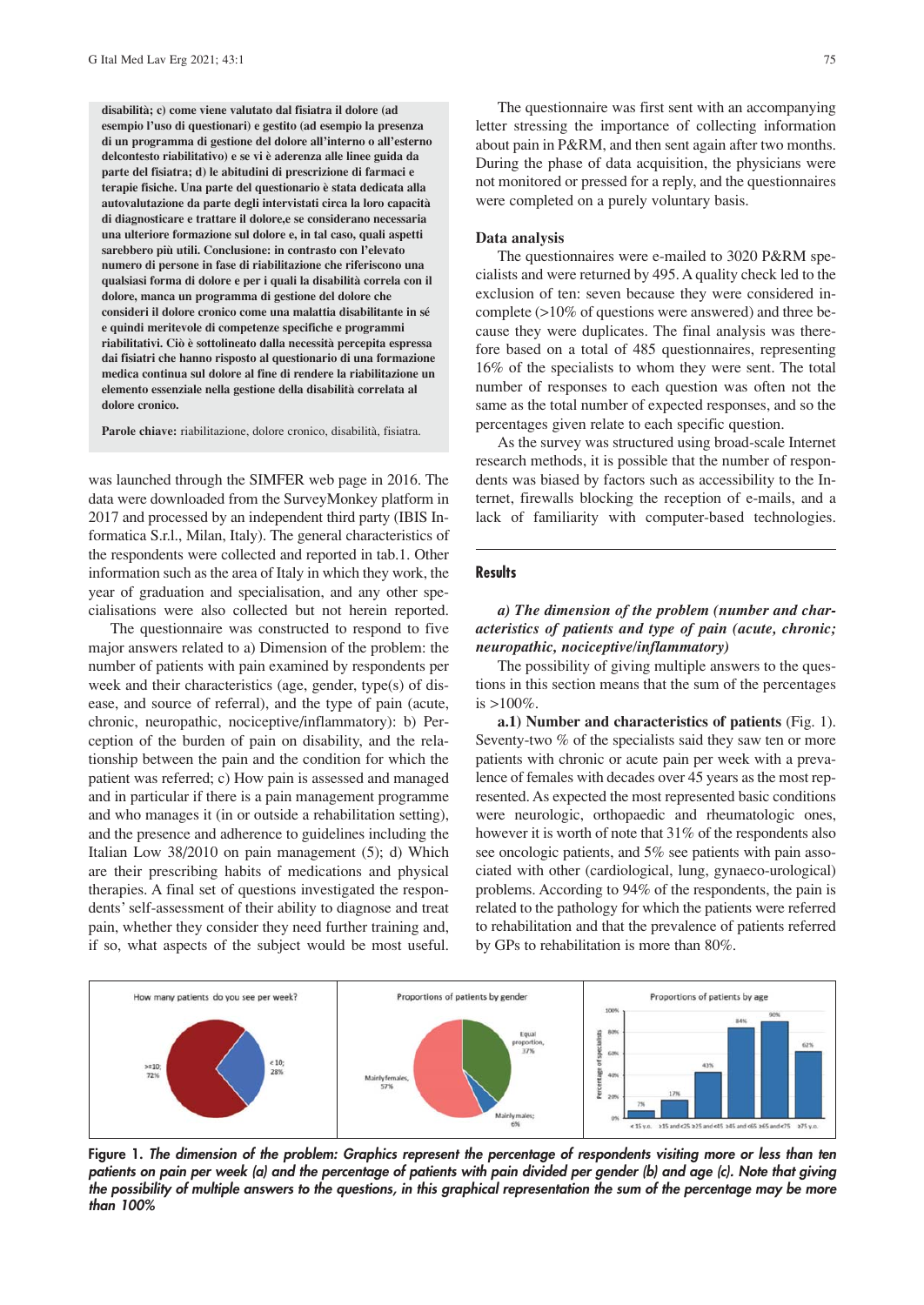**disabilità; c) come viene valutato dal fisiatra il dolore (ad esempio l'uso di questionari) e gestito (ad esempio la presenza di un programma di gestione del dolore all'interno o all'esterno delcontesto riabilitativo) e se vi è aderenza alle linee guida da parte del fisiatra; d) le abitudini di prescrizione di farmaci e terapie fisiche. Una parte del questionario è stata dedicata alla autovalutazione da parte degli intervistati circa la loro capacità di diagnosticare e trattare il dolore,e se considerano necessaria una ulteriore formazione sul dolore e, in tal caso, quali aspetti sarebbero più utili. Conclusione: in contrasto con l'elevato numero di persone in fase di riabilitazione che riferiscono una qualsiasi forma di dolore e per i quali la disabilità correla con il dolore, manca un programma di gestione del dolore che consideri il dolore cronico come una malattia disabilitante in sé e quindi meritevole di competenze specifiche e programmi riabilitativi. Ciò è sottolineato dalla necessità percepita espressa dai fisiatri che hanno risposto al questionario di una formazione medica continua sul dolore al fine di rendere la riabilitazione un elemento essenziale nella gestione della disabilità correlata al dolore cronico.**

**Parole chiave:** riabilitazione, dolore cronico, disabilità, fisiatra.

was launched through the SIMFER web page in 2016. The data were downloaded from the SurveyMonkey platform in 2017 and processed by an independent third party (IBIS Informatica S.r.l., Milan, Italy). The general characteristics of the respondents were collected and reported in tab.1. Other information such as the area of Italy in which they work, the year of graduation and specialisation, and any other specialisations were also collected but not herein reported.

The questionnaire was constructed to respond to five major answers related to a) Dimension of the problem: the number of patients with pain examined by respondents per week and their characteristics (age, gender, type(s) of disease, and source of referral), and the type of pain (acute, chronic, neuropathic, nociceptive/inflammatory): b) Perception of the burden of pain on disability, and the relationship between the pain and the condition for which the patient was referred; c) How pain is assessed and managed and in particular if there is a pain management programme and who manages it (in or outside a rehabilitation setting), and the presence and adherence to guidelines including the Italian Low 38/2010 on pain management (5); d) Which are their prescribing habits of medications and physical therapies. A final set of questions investigated the respondents' self-assessment of their ability to diagnose and treat pain, whether they consider they need further training and, if so, what aspects of the subject would be most useful.

The questionnaire was first sent with an accompanying letter stressing the importance of collecting information about pain in P&RM, and then sent again after two months. During the phase of data acquisition, the physicians were not monitored or pressed for a reply, and the questionnaires were completed on a purely voluntary basis.

### Data analysis

The questionnaires were e-mailed to 3020 P&RM specialists and were returned by 495. A quality check led to the exclusion of ten: seven because they were considered incomplete (>10% of questions were answered) and three because they were duplicates. The final analysis was therefore based on a total of 485 questionnaires, representing 16% of the specialists to whom they were sent. The total number of responses to each question was often not the same as the total number of expected responses, and so the percentages given relate to each specific question.

As the survey was structured using broad-scale Internet research methods, it is possible that the number of respondents was biased by factors such as accessibility to the Internet, firewalls blocking the reception of e-mails, and a lack of familiarity with computer-based technologies.

## Results

***a) The dimension of the problem (number and characteristics of patients and type of pain (acute, chronic; neuropathic, nociceptive/inflammatory)***

The possibility of giving multiple answers to the questions in this section means that the sum of the percentages is >100%.

**a.1) Number and characteristics of patients** (Fig. 1). Seventy-two % of the specialists said they saw ten or more patients with chronic or acute pain per week with a prevalence of females with decades over 45 years as the most represented. As expected the most represented basic conditions were neurologic, orthopaedic and rheumatologic ones, however it is worth of note that 31% of the respondents also see oncologic patients, and 5% see patients with pain associated with other (cardiological, lung, gynaeco-urological) problems. According to 94% of the respondents, the pain is related to the pathology for which the patients were referred to rehabilitation and that the prevalence of patients referred by GPs to rehabilitation is more than 80%.

**Figure 1.** *The dimension of the problem: Graphics represent the percentage of respondents visiting more or less than ten patients on pain per week (a) and the percentage of patients with pain divided per gender (b) and age (c). Note that giving the possibility of multiple answers to the questions, in this graphical representation the sum of the percentage may be more than 100%*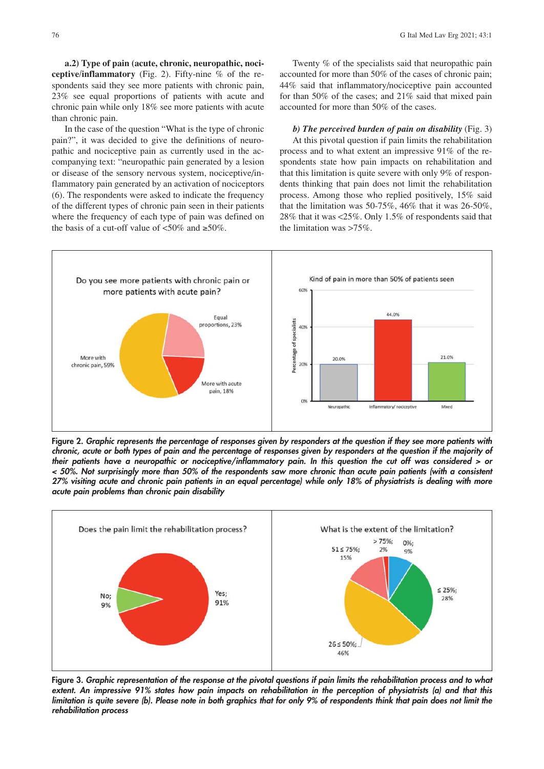**a.2) Type of pain (acute, chronic, neuropathic, nociceptive/inflammatory** (Fig. 2). Fifty-nine % of the respondents said they see more patients with chronic pain, 23% see equal proportions of patients with acute and chronic pain while only 18% see more patients with acute than chronic pain.

In the case of the question "What is the type of chronic pain?", it was decided to give the definitions of neuropathic and nociceptive pain as currently used in the accompanying text: "neuropathic pain generated by a lesion or disease of the sensory nervous system, nociceptive/inflammatory pain generated by an activation of nociceptors (6). The respondents were asked to indicate the frequency of the different types of chronic pain seen in their patients where the frequency of each type of pain was defined on the basis of a cut-off value of <50% and ≥50%.

Twenty % of the specialists said that neuropathic pain accounted for more than 50% of the cases of chronic pain; 44% said that inflammatory/nociceptive pain accounted for than 50% of the cases; and 21% said that mixed pain accounted for more than 50% of the cases.

***b) The perceived burden of pain on disability*** (Fig. 3)

At this pivotal question if pain limits the rehabilitation process and to what extent an impressive 91% of the respondents state how pain impacts on rehabilitation and that this limitation is quite severe with only 9% of respondents thinking that pain does not limit the rehabilitation process. Among those who replied positively, 15% said that the limitation was 50-75%, 46% that it was 26-50%, 28% that it was <25%. Only 1.5% of respondents said that the limitation was >75%.

**Figure 2.** ***Graphic represents the percentage of responses given by responders at the question if they see more patients with chronic, acute or both types of pain and the percentage of responses given by responders at the question if the majority of their patients have a neuropathic or nociceptive/inflammatory pain. In this question the cut off was considered > or < 50%. Not surprisingly more than 50% of the respondents saw more chronic than acute pain patients (with a consistent 27% visiting acute and chronic pain patients in an equal percentage) while only 18% of physiatrists is dealing with more acute pain problems than chronic pain disability***

**Figure 3.** ***Graphic representation of the response at the pivotal questions if pain limits the rehabilitation process and to what extent. An impressive 91% states how pain impacts on rehabilitation in the perception of physiatrists (a) and that this limitation is quite severe (b). Please note in both graphics that for only 9% of respondents think that pain does not limit the rehabilitation process***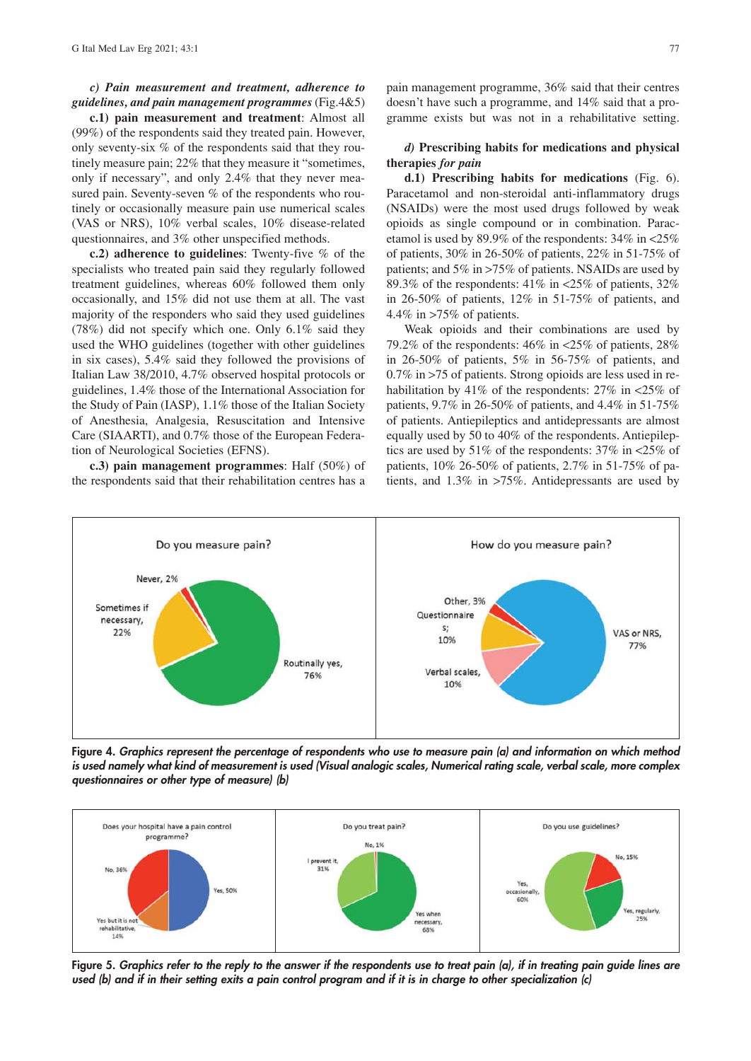***c) Pain measurement and treatment, adherence to guidelines, and pain management programmes*** (Fig.4&5)

**c.1) pain measurement and treatment**: Almost all (99%) of the respondents said they treated pain. However, only seventy-six % of the respondents said that they routinely measure pain; 22% that they measure it "sometimes, only if necessary", and only 2.4% that they never measured pain. Seventy-seven % of the respondents who routinely or occasionally measure pain use numerical scales (VAS or NRS), 10% verbal scales, 10% disease-related questionnaires, and 3% other unspecified methods.

**c.2) adherence to guidelines**: Twenty-five % of the specialists who treated pain said they regularly followed treatment guidelines, whereas 60% followed them only occasionally, and 15% did not use them at all. The vast majority of the responders who said they used guidelines (78%) did not specify which one. Only 6.1% said they used the WHO guidelines (together with other guidelines in six cases), 5.4% said they followed the provisions of Italian Law 38/2010, 4.7% observed hospital protocols or guidelines, 1.4% those of the International Association for the Study of Pain (IASP), 1.1% those of the Italian Society of Anesthesia, Analgesia, Resuscitation and Intensive Care (SIAARTI), and 0.7% those of the European Federation of Neurological Societies (EFNS).

**c.3) pain management programmes**: Half (50%) of the respondents said that their rehabilitation centres has a pain management programme, 36% said that their centres doesn't have such a programme, and 14% said that a programme exists but was not in a rehabilitative setting.

***d)*** **Prescribing habits for medications and physical therapies** ***for pain***

**d.1) Prescribing habits for medications** (Fig. 6). Paracetamol and non-steroidal anti-inflammatory drugs (NSAIDs) were the most used drugs followed by weak opioids as single compound or in combination. Paracetamol is used by 89.9% of the respondents: 34% in <25% of patients, 30% in 26-50% of patients, 22% in 51-75% of patients; and 5% in >75% of patients. NSAIDs are used by 89.3% of the respondents: 41% in <25% of patients, 32% in 26-50% of patients, 12% in 51-75% of patients, and 4.4% in >75% of patients.

Weak opioids and their combinations are used by 79.2% of the respondents: 46% in <25% of patients, 28% in 26-50% of patients, 5% in 56-75% of patients, and 0.7% in >75 of patients. Strong opioids are less used in rehabilitation by 41% of the respondents: 27% in <25% of patients, 9.7% in 26-50% of patients, and 4.4% in 51-75% of patients. Antiepileptics and antidepressants are almost equally used by 50 to 40% of the respondents. Antiepileptics are used by 51% of the respondents: 37% in <25% of patients, 10% 26-50% of patients, 2.7% in 51-75% of patients, and 1.3% in >75%. Antidepressants are used by

**Figure 4.** *Graphics represent the percentage of respondents who use to measure pain (a) and information on which method is used namely what kind of measurement is used (Visual analogic scales, Numerical rating scale, verbal scale, more complex questionnaires or other type of measure) (b)*

**Figure 5.** *Graphics refer to the reply to the answer if the respondents use to treat pain (a), if in treating pain guide lines are used (b) and if in their setting exits a pain control program and if it is in charge to other specialization (c)*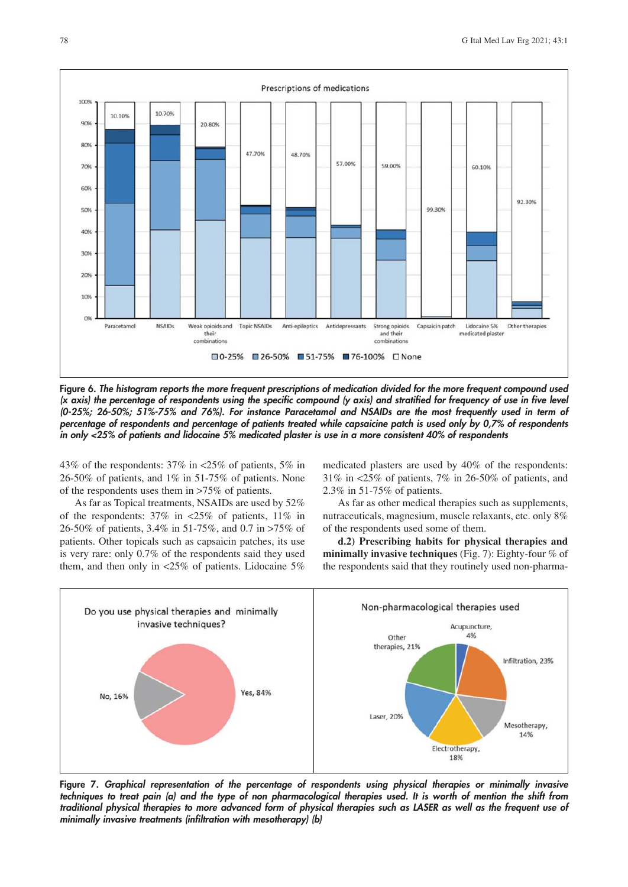Figure 6. *The histogram reports the more frequent prescriptions of medication divided for the more frequent compound used (x axis) the percentage of respondents using the specific compound (y axis) and stratified for frequency of use in five level (0-25%; 26-50%; 51%-75% and 76%). For instance Paracetamol and NSAIDs are the most frequently used in term of percentage of respondents and percentage of patients treated while capsaicine patch is used only by 0,7% of respondents in only <25% of patients and lidocaine 5% medicated plaster is use in a more consistent 40% of respondents*

43% of the respondents: 37% in <25% of patients, 5% in 26-50% of patients, and 1% in 51-75% of patients. None of the respondents uses them in >75% of patients.

As far as Topical treatments, NSAIDs are used by 52% of the respondents: 37% in <25% of patients, 11% in 26-50% of patients, 3.4% in 51-75%, and 0.7 in >75% of patients. Other topicals such as capsaicin patches, its use is very rare: only 0.7% of the respondents said they used them, and then only in <25% of patients. Lidocaine 5% medicated plasters are used by 40% of the respondents: 31% in <25% of patients, 7% in 26-50% of patients, and 2.3% in 51-75% of patients.

As far as other medical therapies such as supplements, nutraceuticals, magnesium, muscle relaxants, etc. only 8% of the respondents used some of them.

**d.2) Prescribing habits for physical therapies and minimally invasive techniques** (Fig. 7): Eighty-four % of the respondents said that they routinely used non-pharma-

Figure 7. *Graphical representation of the percentage of respondents using physical therapies or minimally invasive techniques to treat pain (a) and the type of non pharmacological therapies used. It is worth of mention the shift from traditional physical therapies to more advanced form of physical therapies such as LASER as well as the frequent use of minimally invasive treatments (infiltration with mesotherapy) (b)*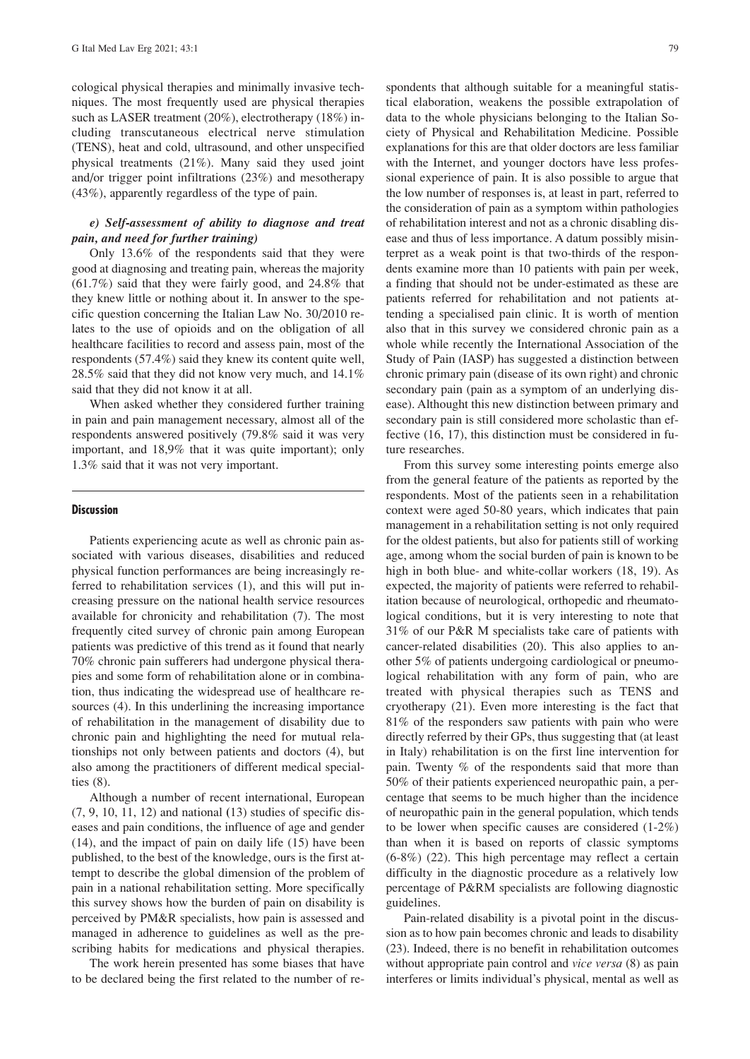cological physical therapies and minimally invasive techniques. The most frequently used are physical therapies such as LASER treatment (20%), electrotherapy (18%) including transcutaneous electrical nerve stimulation (TENS), heat and cold, ultrasound, and other unspecified physical treatments (21%). Many said they used joint and/or trigger point infiltrations (23%) and mesotherapy (43%), apparently regardless of the type of pain.

### *e) Self-assessment of ability to diagnose and treat pain, and need for further training)*

Only 13.6% of the respondents said that they were good at diagnosing and treating pain, whereas the majority (61.7%) said that they were fairly good, and 24.8% that they knew little or nothing about it. In answer to the specific question concerning the Italian Law No. 30/2010 relates to the use of opioids and on the obligation of all healthcare facilities to record and assess pain, most of the respondents (57.4%) said they knew its content quite well, 28.5% said that they did not know very much, and 14.1% said that they did not know it at all.

When asked whether they considered further training in pain and pain management necessary, almost all of the respondents answered positively (79.8% said it was very important, and 18,9% that it was quite important); only 1.3% said that it was not very important.

## Discussion

Patients experiencing acute as well as chronic pain associated with various diseases, disabilities and reduced physical function performances are being increasingly referred to rehabilitation services (1), and this will put increasing pressure on the national health service resources available for chronicity and rehabilitation (7). The most frequently cited survey of chronic pain among European patients was predictive of this trend as it found that nearly 70% chronic pain sufferers had undergone physical therapies and some form of rehabilitation alone or in combination, thus indicating the widespread use of healthcare resources (4). In this underlining the increasing importance of rehabilitation in the management of disability due to chronic pain and highlighting the need for mutual relationships not only between patients and doctors (4), but also among the practitioners of different medical specialties (8).

Although a number of recent international, European (7, 9, 10, 11, 12) and national (13) studies of specific diseases and pain conditions, the influence of age and gender (14), and the impact of pain on daily life (15) have been published, to the best of the knowledge, ours is the first attempt to describe the global dimension of the problem of pain in a national rehabilitation setting. More specifically this survey shows how the burden of pain on disability is perceived by PM&R specialists, how pain is assessed and managed in adherence to guidelines as well as the prescribing habits for medications and physical therapies.

The work herein presented has some biases that have to be declared being the first related to the number of respondents that although suitable for a meaningful statistical elaboration, weakens the possible extrapolation of data to the whole physicians belonging to the Italian Society of Physical and Rehabilitation Medicine. Possible explanations for this are that older doctors are less familiar with the Internet, and younger doctors have less professional experience of pain. It is also possible to argue that the low number of responses is, at least in part, referred to the consideration of pain as a symptom within pathologies of rehabilitation interest and not as a chronic disabling disease and thus of less importance. A datum possibly misinterpret as a weak point is that two-thirds of the respondents examine more than 10 patients with pain per week, a finding that should not be under-estimated as these are patients referred for rehabilitation and not patients attending a specialised pain clinic. It is worth of mention also that in this survey we considered chronic pain as a whole while recently the International Association of the Study of Pain (IASP) has suggested a distinction between chronic primary pain (disease of its own right) and chronic secondary pain (pain as a symptom of an underlying disease). Althought this new distinction between primary and secondary pain is still considered more scholastic than effective (16, 17), this distinction must be considered in future researches.

From this survey some interesting points emerge also from the general feature of the patients as reported by the respondents. Most of the patients seen in a rehabilitation context were aged 50-80 years, which indicates that pain management in a rehabilitation setting is not only required for the oldest patients, but also for patients still of working age, among whom the social burden of pain is known to be high in both blue- and white-collar workers (18, 19). As expected, the majority of patients were referred to rehabilitation because of neurological, orthopedic and rheumatological conditions, but it is very interesting to note that 31% of our P&R M specialists take care of patients with cancer-related disabilities (20). This also applies to another 5% of patients undergoing cardiological or pneumological rehabilitation with any form of pain, who are treated with physical therapies such as TENS and cryotherapy (21). Even more interesting is the fact that 81% of the responders saw patients with pain who were directly referred by their GPs, thus suggesting that (at least in Italy) rehabilitation is on the first line intervention for pain. Twenty % of the respondents said that more than 50% of their patients experienced neuropathic pain, a percentage that seems to be much higher than the incidence of neuropathic pain in the general population, which tends to be lower when specific causes are considered (1-2%) than when it is based on reports of classic symptoms (6-8%) (22). This high percentage may reflect a certain difficulty in the diagnostic procedure as a relatively low percentage of P&RM specialists are following diagnostic guidelines.

Pain-related disability is a pivotal point in the discussion as to how pain becomes chronic and leads to disability (23). Indeed, there is no benefit in rehabilitation outcomes without appropriate pain control and *vice versa* (8) as pain interferes or limits individual's physical, mental as well as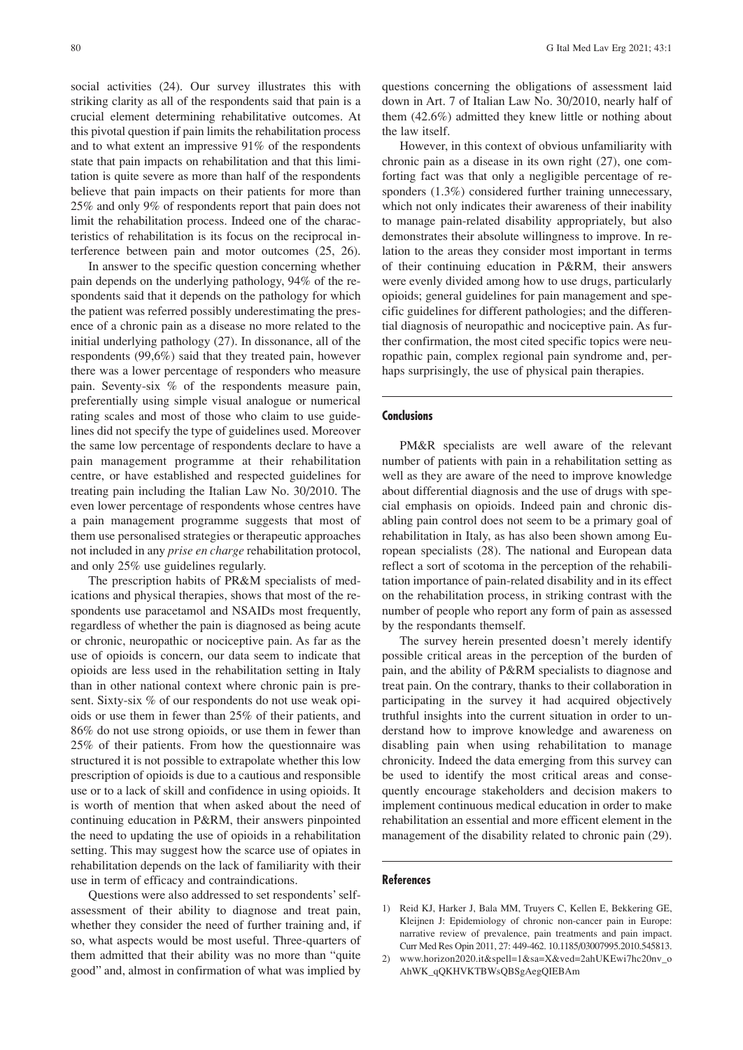social activities (24). Our survey illustrates this with striking clarity as all of the respondents said that pain is a crucial element determining rehabilitative outcomes. At this pivotal question if pain limits the rehabilitation process and to what extent an impressive 91% of the respondents state that pain impacts on rehabilitation and that this limitation is quite severe as more than half of the respondents believe that pain impacts on their patients for more than 25% and only 9% of respondents report that pain does not limit the rehabilitation process. Indeed one of the characteristics of rehabilitation is its focus on the reciprocal interference between pain and motor outcomes (25, 26).

In answer to the specific question concerning whether pain depends on the underlying pathology, 94% of the respondents said that it depends on the pathology for which the patient was referred possibly underestimating the presence of a chronic pain as a disease no more related to the initial underlying pathology (27). In dissonance, all of the respondents (99,6%) said that they treated pain, however there was a lower percentage of responders who measure pain. Seventy-six % of the respondents measure pain, preferentially using simple visual analogue or numerical rating scales and most of those who claim to use guidelines did not specify the type of guidelines used. Moreover the same low percentage of respondents declare to have a pain management programme at their rehabilitation centre, or have established and respected guidelines for treating pain including the Italian Law No. 30/2010. The even lower percentage of respondents whose centres have a pain management programme suggests that most of them use personalised strategies or therapeutic approaches not included in any *prise en charge* rehabilitation protocol, and only 25% use guidelines regularly.

The prescription habits of PR&M specialists of medications and physical therapies, shows that most of the respondents use paracetamol and NSAIDs most frequently, regardless of whether the pain is diagnosed as being acute or chronic, neuropathic or nociceptive pain. As far as the use of opioids is concern, our data seem to indicate that opioids are less used in the rehabilitation setting in Italy than in other national context where chronic pain is present. Sixty-six % of our respondents do not use weak opioids or use them in fewer than 25% of their patients, and 86% do not use strong opioids, or use them in fewer than 25% of their patients. From how the questionnaire was structured it is not possible to extrapolate whether this low prescription of opioids is due to a cautious and responsible use or to a lack of skill and confidence in using opioids. It is worth of mention that when asked about the need of continuing education in P&RM, their answers pinpointed the need to updating the use of opioids in a rehabilitation setting. This may suggest how the scarce use of opiates in rehabilitation depends on the lack of familiarity with their use in term of efficacy and contraindications.

Questions were also addressed to set respondents' self-assessment of their ability to diagnose and treat pain, whether they consider the need of further training and, if so, what aspects would be most useful. Three-quarters of them admitted that their ability was no more than "quite good" and, almost in confirmation of what was implied by questions concerning the obligations of assessment laid down in Art. 7 of Italian Law No. 30/2010, nearly half of them (42.6%) admitted they knew little or nothing about the law itself.

However, in this context of obvious unfamiliarity with chronic pain as a disease in its own right (27), one comforting fact was that only a negligible percentage of responders (1.3%) considered further training unnecessary, which not only indicates their awareness of their inability to manage pain-related disability appropriately, but also demonstrates their absolute willingness to improve. In relation to the areas they consider most important in terms of their continuing education in P&RM, their answers were evenly divided among how to use drugs, particularly opioids; general guidelines for pain management and specific guidelines for different pathologies; and the differential diagnosis of neuropathic and nociceptive pain. As further confirmation, the most cited specific topics were neuropathic pain, complex regional pain syndrome and, perhaps surprisingly, the use of physical pain therapies.

## Conclusions

PM&R specialists are well aware of the relevant number of patients with pain in a rehabilitation setting as well as they are aware of the need to improve knowledge about differential diagnosis and the use of drugs with special emphasis on opioids. Indeed pain and chronic disabling pain control does not seem to be a primary goal of rehabilitation in Italy, as has also been shown among European specialists (28). The national and European data reflect a sort of scotoma in the perception of the rehabilitation importance of pain-related disability and in its effect on the rehabilitation process, in striking contrast with the number of people who report any form of pain as assessed by the respondants themself.

The survey herein presented doesn't merely identify possible critical areas in the perception of the burden of pain, and the ability of PR&M specialists to diagnose and treat pain. On the contrary, thanks to their collaboration in participating in the survey it had acquired objectively truthful insights into the current situation in order to understand how to improve knowledge and awareness on disabling pain when using rehabilitation to manage chronicity. Indeed the data emerging from this survey can be used to identify the most critical areas and consequently encourage stakeholders and decision makers to implement continuous medical education in order to make rehabilitation an essential and more efficent element in the management of the disability related to chronic pain (29).

## References

1) Reid KJ, Harker J, Bala MM, Truyers C, Kellen E, Bekkering GE, Kleijnen J: Epidemiology of chronic non-cancer pain in Europe: narrative review of prevalence, pain treatments and pain impact. Curr Med Res Opin 2011, 27: 449-462. 10.1185/03007995.2010.545813.
2) www.horizon2020.it&spell=1&sa=X&ved=2ahUKEwi7hc20nv_oAhWK_qQKHVKTBWsQBSgAegQIEBAm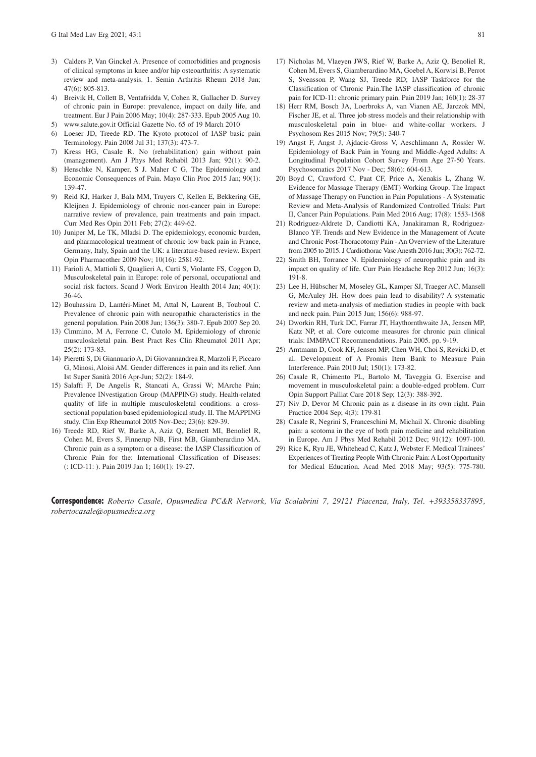3) Calders P, Van Ginckel A. Presence of comorbidities and prognosis of clinical symptoms in knee and/or hip osteoarthritis: A systematic review and meta-analysis. 1. Semin Arthritis Rheum 2018 Jun; 47(6): 805-813.
4) Breivik H, Collett B, Ventafridda V, Cohen R, Gallacher D. Survey of chronic pain in Europe: prevalence, impact on daily life, and treatment. Eur J Pain 2006 May; 10(4): 287-333. Epub 2005 Aug 10.
5) www.salute.gov.it Official Gazette No. 65 of 19 March 2010
6) Loeser JD, Treede RD. The Kyoto protocol of IASP basic pain Terminology. Pain 2008 Jul 31; 137(3): 473-7.
7) Kress HG, Casale R. No (rehabilitation) gain without pain (management). Am J Phys Med Rehabil 2013 Jan; 92(1): 90-2.
8) Henschke N, Kamper, S J. Maher C G, The Epidemiology and Economic Consequences of Pain. Mayo Clin Proc 2015 Jan; 90(1): 139-47.
9) Reid KJ, Harker J, Bala MM, Truyers C, Kellen E, Bekkering GE, Kleijnen J. Epidemiology of chronic non-cancer pain in Europe: narrative review of prevalence, pain treatments and pain impact. Curr Med Res Opin 2011 Feb; 27(2): 449-62.
10) Juniper M, Le TK, Mladsi D. The epidemiology, economic burden, and pharmacological treatment of chronic low back pain in France, Germany, Italy, Spain and the UK: a literature-based review. Expert Opin Pharmacother 2009 Nov; 10(16): 2581-92.
11) Farioli A, Mattioli S, Quaglieri A, Curti S, Violante FS, Coggon D, Musculoskeletal pain in Europe: role of personal, occupational and social risk factors. Scand J Work Environ Health 2014 Jan; 40(1): 36-46.
12) Bouhassira D, Lantéri-Minet M, Attal N, Laurent B, Touboul C. Prevalence of chronic pain with neuropathic characteristics in the general population. Pain 2008 Jun; 136(3): 380-7. Epub 2007 Sep 20.
13) Cimmino, M A, Ferrone C, Cutolo M. Epidemiology of chronic musculoskeletal pain. Best Pract Res Clin Rheumatol 2011 Apr; 25(2): 173-83.
14) Pieretti S, Di Giannuario A, Di Giovannandrea R, Marzoli F, Piccaro G, Minosi, Aloisi AM. Gender differences in pain and its relief. Ann Ist Super Sanità 2016 Apr-Jun; 52(2): 184-9.
15) Salaffi F, De Angelis R, Stancati A, Grassi W; MArche Pain; Prevalence INvestigation Group (MAPPING) study. Health-related quality of life in multiple musculoskeletal conditions: a cross-sectional population based epidemiological study. II. The MAPPING study. Clin Exp Rheumatol 2005 Nov-Dec; 23(6): 829-39.
16) Treede RD, Rief W, Barke A, Aziz Q, Bennett MI, Benoliel R, Cohen M, Evers S, Finnerup NB, First MB, Giamberardino MA. Chronic pain as a symptom or a disease: the IASP Classification of Chronic Pain for the: International Classification of Diseases: (: ICD-11: ). Pain 2019 Jan 1; 160(1): 19-27.
17) Nicholas M, Vlaeyen JWS, Rief W, Barke A, Aziz Q, Benoliel R, Cohen M, Evers S, Giamberardino MA, Goebel A, Korwisi B, Perrot S, Svensson P, Wang SJ, Treede RD; IASP Taskforce for the Classification of Chronic Pain.The IASP classification of chronic pain for ICD-11: chronic primary pain. Pain 2019 Jan; 160(1): 28-37
18) Herr RM, Bosch JA, Loerbroks A, van Vianen AE, Jarczok MN, Fischer JE, et al. Three job stress models and their relationship with musculoskeletal pain in blue- and white-collar workers. J Psychosom Res 2015 Nov; 79(5): 340-7
19) Angst F, Angst J, Ajdacic-Gross V, Aeschlimann A, Rossler W. Epidemiology of Back Pain in Young and Middle-Aged Adults: A Longitudinal Population Cohort Survey From Age 27-50 Years. Psychosomatics 2017 Nov - Dec; 58(6): 604-613.
20) Boyd C, Crawford C, Paat CF, Price A, Xenakis L, Zhang W. Evidence for Massage Therapy (EMT) Working Group. The Impact of Massage Therapy on Function in Pain Populations - A Systematic Review and Meta-Analysis of Randomized Controlled Trials: Part II, Cancer Pain Populations. Pain Med 2016 Aug; 17(8): 1553-1568
21) Rodriguez-Aldrete D, Candiotti KA, Janakiraman R, Rodriguez-Blanco YF. Trends and New Evidence in the Management of Acute and Chronic Post-Thoracotomy Pain - An Overview of the Literature from 2005 to 2015. J Cardiothorac Vasc Anesth 2016 Jun; 30(3): 762-72.
22) Smith BH, Torrance N. Epidemiology of neuropathic pain and its impact on quality of life. Curr Pain Headache Rep 2012 Jun; 16(3): 191-8.
23) Lee H, Hübscher M, Moseley GL, Kamper SJ, Traeger AC, Mansell G, McAuley JH. How does pain lead to disability? A systematic review and meta-analysis of mediation studies in people with back and neck pain. Pain 2015 Jun; 156(6): 988-97.
24) Dworkin RH, Turk DC, Farrar JT, Haythornthwaite JA, Jensen MP, Katz NP, et al. Core outcome measures for chronic pain clinical trials: IMMPACT Recommendations. Pain 2005. pp. 9-19.
25) Amtmann D, Cook KF, Jensen MP, Chen WH, Choi S, Revicki D, et al. Development of A Promis Item Bank to Measure Pain Interference. Pain 2010 Jul; 150(1): 173-82.
26) Casale R, Chimento PL, Bartolo M, Taveggia G. Exercise and movement in musculoskeletal pain: a double-edged problem. Curr Opin Support Palliat Care 2018 Sep; 12(3): 388-392.
27) Niv D, Devor M Chronic pain as a disease in its own right. Pain Practice 2004 Sep; 4(3): 179-81
28) Casale R, Negrini S, Franceschini M, Michail X. Chronic disabling pain: a scotoma in the eye of both pain medicine and rehabilitation in Europe. Am J Phys Med Rehabil 2012 Dec; 91(12): 1097-100.
29) Rice K, Ryu JE, Whitehead C, Katz J, Webster F. Medical Trainees' Experiences of Treating People With Chronic Pain: A Lost Opportunity for Medical Education. Acad Med 2018 May; 93(5): 775-780.

**Correspondence:** *Roberto Casale, Opusmedica PC&R Network, Via Scalabrini 7, 29121 Piacenza, Italy, Tel. +393358337895, robertocasale@opusmedica.org*